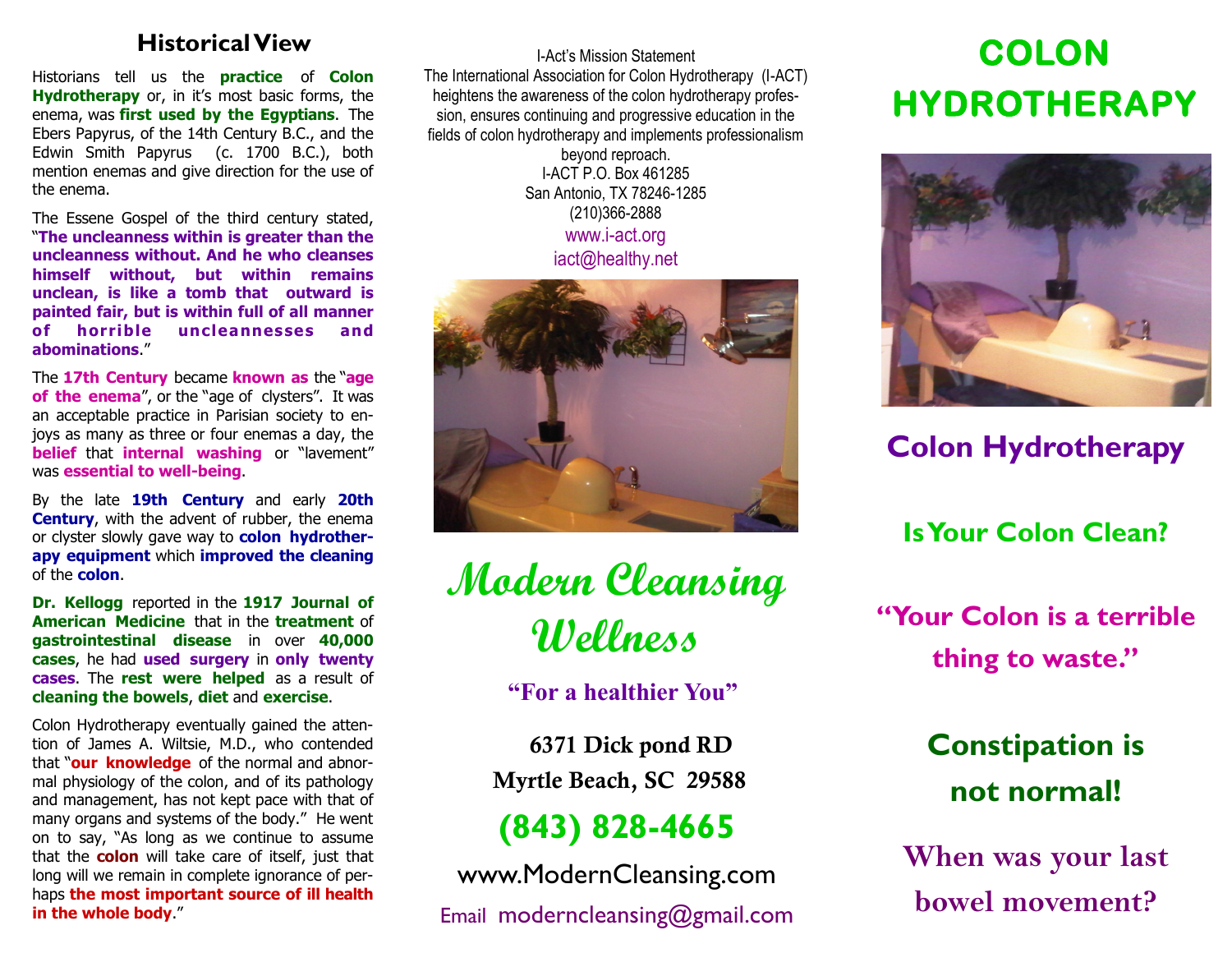## Historical View

Historians tell us the **practice** of **Colon Hydrotherapy** or, in it's most basic forms, the enema, was **first used by the Egyptians**. The Ebers Papyrus, of the 14th Century B.C., and the Edwin Smith Papyrus (c. 1700 B.C.), both mention enemas and give direction for the use of the enema.

The Essene Gospel of the third century stated, "**The uncleanness within is greater than the uncleanness without. And he who cleanses himself without, but within remains unclean, is like a tomb that outward is painted fair, but is within full of all manner of horrible uncleannesses and abominations**."

The **17th Century** became **known as** the "**age of the enema**", or the "age of clysters". It was an acceptable practice in Parisian society to enjoys as many as three or four enemas a day, the **belief** that **internal washing** or "lavement" was **essential to well-being**.

By the late **19th Century** and early **20th Century**, with the advent of rubber, the enema or clyster slowly gave way to **colon hydrotherapy equipment** which **improved the cleaning** of the **colon**.

**Dr. Kellogg** reported in the **1917 Journal of American Medicine** that in the **treatment** of **gastrointestinal disease** in over **40,000 cases**, he had **used surgery** in **only twenty cases**. The **rest were helped** as a result of **cleaning the bowels**, **diet** and **exercise**.

Colon Hydrotherapy eventually gained the attention of James A. Wiltsie, M.D., who contended that "**our knowledge** of the normal and abnormal physiology of the colon, and of its pathology and management, has not kept pace with that of many organs and systems of the body." He went on to say, "As long as we continue to assume that the **colon** will take care of itself, just that long will we remain in complete ignorance of perhaps **the most important source of ill health in the whole body**."

I-Act's Mission Statement
The International Association for Colon Hydrotherapy (I-ACT) heightens the awareness of the colon hydrotherapy profession, ensures continuing and progressive education in the fields of colon hydrotherapy and implements professionalism beyond reproach.
I-ACT P.O. Box 461285
San Antonio, TX 78246-1285
(210)366-2888
www.i-act.org
iact@healthy.net

# Modern Cleansing Wellness

**"For a healthier You"**

**6371 Dick pond RD**
**Myrtle Beach, SC 29588**

**(843) 828-4665**

www.ModernCleansing.com

Email moderncleansing@gmail.com

# COLON HYDROTHERAPY

## Colon Hydrotherapy

### Is Your Colon Clean?

### "Your Colon is a terrible thing to waste."

### Constipation is not normal!

### When was your last bowel movement?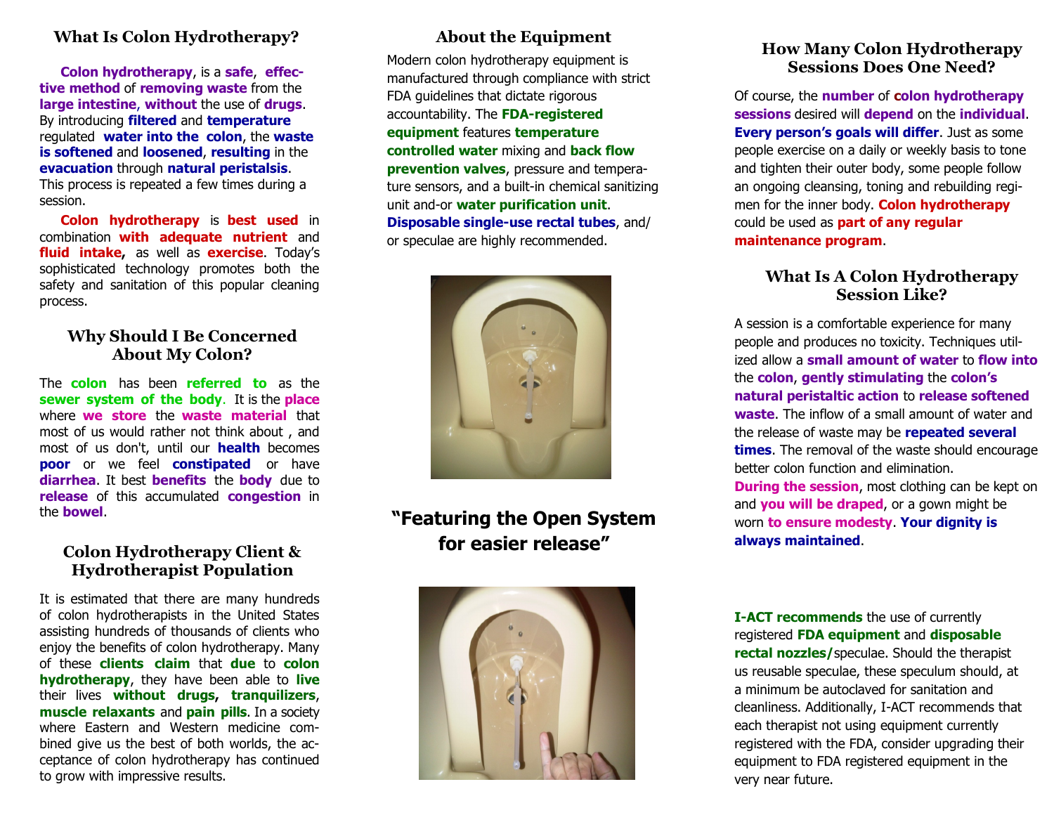## What Is Colon Hydrotherapy?

**Colon hydrotherapy**, is a **safe**, **effective method** of **removing waste** from the **large intestine**, **without** the use of **drugs**. By introducing **filtered** and **temperature** regulated **water into the colon**, the **waste is softened** and **loosened**, **resulting** in the **evacuation** through **natural peristalsis**. This process is repeated a few times during a session.

**Colon hydrotherapy** is **best used** in combination **with adequate nutrient** and **fluid intake,** as well as **exercise**. Today's sophisticated technology promotes both the safety and sanitation of this popular cleaning process.

## Why Should I Be Concerned About My Colon?

The **colon** has been **referred to** as the **sewer system of the body**. It is the **place** where **we store** the **waste material** that most of us would rather not think about , and most of us don't, until our **health** becomes **poor** or we feel **constipated** or have **diarrhea**. It best **benefits** the **body** due to **release** of this accumulated **congestion** in the **bowel**.

## Colon Hydrotherapy Client & Hydrotherapist Population

It is estimated that there are many hundreds of colon hydrotherapists in the United States assisting hundreds of thousands of clients who enjoy the benefits of colon hydrotherapy. Many of these **clients claim** that **due** to **colon hydrotherapy**, they have been able to **live** their lives **without drugs, tranquilizers**, **muscle relaxants** and **pain pills**. In a society where Eastern and Western medicine combined give us the best of both worlds, the acceptance of colon hydrotherapy has continued to grow with impressive results.

## About the Equipment

Modern colon hydrotherapy equipment is manufactured through compliance with strict FDA guidelines that dictate rigorous accountability. The **FDA-registered equipment** features **temperature controlled water** mixing and **back flow prevention valves**, pressure and temperature sensors, and a built-in chemical sanitizing unit and-or **water purification unit**. **Disposable single-use rectal tubes**, and/or speculae are highly recommended.

**"Featuring the Open System for easier release"**

## How Many Colon Hydrotherapy Sessions Does One Need?

Of course, the **number** of **colon hydrotherapy sessions** desired will **depend** on the **individual**. **Every person's goals will differ**. Just as some people exercise on a daily or weekly basis to tone and tighten their outer body, some people follow an ongoing cleansing, toning and rebuilding regimen for the inner body. **Colon hydrotherapy** could be used as **part of any regular maintenance program**.

## What Is A Colon Hydrotherapy Session Like?

A session is a comfortable experience for many people and produces no toxicity. Techniques utilized allow a **small amount of water** to **flow into** the **colon**, **gently stimulating** the **colon's natural peristaltic action** to **release softened waste**. The inflow of a small amount of water and the release of waste may be **repeated several times**. The removal of the waste should encourage better colon function and elimination.

**During the session**, most clothing can be kept on and **you will be draped**, or a gown might be worn **to ensure modesty**. **Your dignity is always maintained**.

**I-ACT recommends** the use of currently registered **FDA equipment** and **disposable rectal nozzles/**speculae. Should the therapist us reusable speculae, these speculum should, at a minimum be autoclaved for sanitation and cleanliness. Additionally, I-ACT recommends that each therapist not using equipment currently registered with the FDA, consider upgrading their equipment to FDA registered equipment in the very near future.